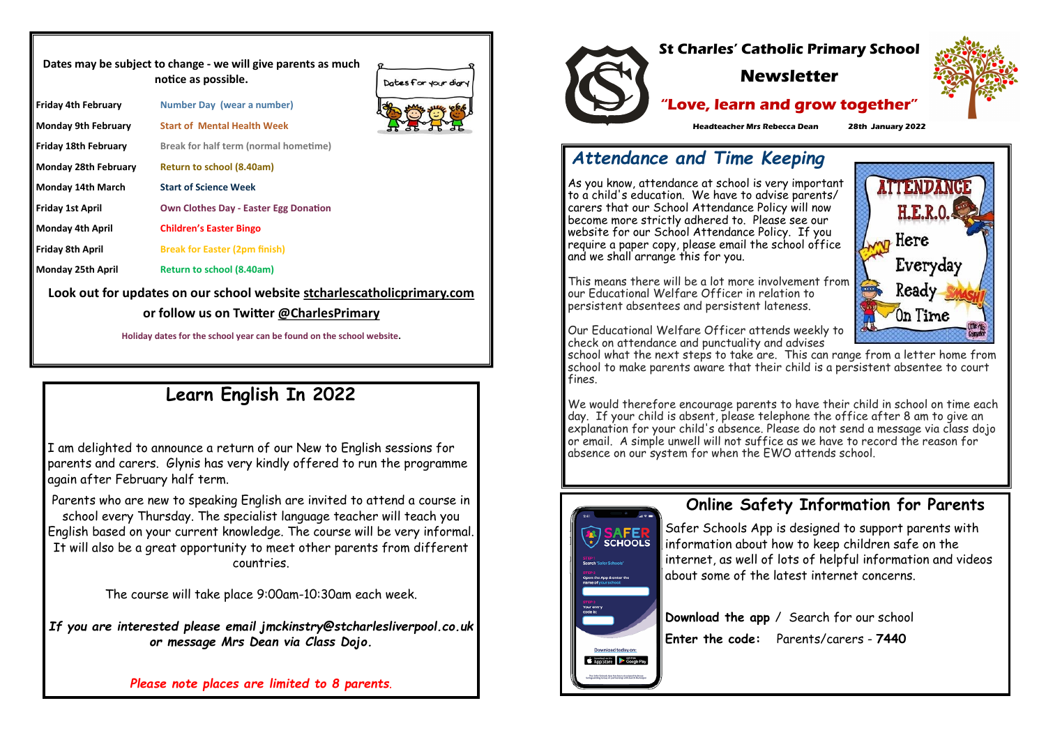# St Charles' Catholic Primary School

# Newsletter

## "Love, learn and grow together"

**Headteacher Mrs Rebecca Dean** **28th January 2022**

**Dates may be subject to change - we will give parents as much notice as possible.**

Dates for your diary

| | |
|---|---|
| **Friday 4th February** | **Number Day (wear a number)** |
| **Monday 9th February** | **Start of Mental Health Week** |
| **Friday 18th February** | **Break for half term (normal hometime)** |
| **Monday 28th February** | **Return to school (8.40am)** |
| **Monday 14th March** | **Start of Science Week** |
| **Friday 1st April** | **Own Clothes Day - Easter Egg Donation** |
| **Monday 4th April** | **Children's Easter Bingo** |
| **Friday 8th April** | **Break for Easter (2pm finish)** |
| **Monday 25th April** | **Return to school (8.40am)** |

**Look out for updates on our school website stcharlescatholicprimary.com or follow us on Twitter @CharlesPrimary**

**Holiday dates for the school year can be found on the school website.**

## Learn English In 2022

I am delighted to announce a return of our New to English sessions for parents and carers. Glynis has very kindly offered to run the programme again after February half term.

Parents who are new to speaking English are invited to attend a course in school every Thursday. The specialist language teacher will teach you English based on your current knowledge. The course will be very informal. It will also be a great opportunity to meet other parents from different countries.

The course will take place 9:00am-10:30am each week.

***If you are interested please email jmckinstry@stcharlesliverpool.co.uk or message Mrs Dean via Class Dojo.***

*Please note places are limited to 8 parents.*

## *Attendance and Time Keeping*

ATTENDANCE H.E.R.O. Here Everyday Ready On Time

As you know, attendance at school is very important to a child's education. We have to advise parents/carers that our School Attendance Policy will now become more strictly adhered to. Please see our website for our School Attendance Policy. If you require a paper copy, please email the school office and we shall arrange this for you.

This means there will be a lot more involvement from our Educational Welfare Officer in relation to persistent absentees and persistent lateness.

Our Educational Welfare Officer attends weekly to check on attendance and punctuality and advises school what the next steps to take are. This can range from a letter home from school to make parents aware that their child is a persistent absentee to court fines.

We would therefore encourage parents to have their child in school on time each day. If your child is absent, please telephone the office after 8 am to give an explanation for your child's absence. Please do not send a message via class dojo or email. A simple unwell will not suffice as we have to record the reason for absence on our system for when the EWO attends school.

## Online Safety Information for Parents

Safer Schools App is designed to support parents with information about how to keep children safe on the internet, as well of lots of helpful information and videos about some of the latest internet concerns.

**Download the app** / Search for our school

**Enter the code:** Parents/carers - **7440**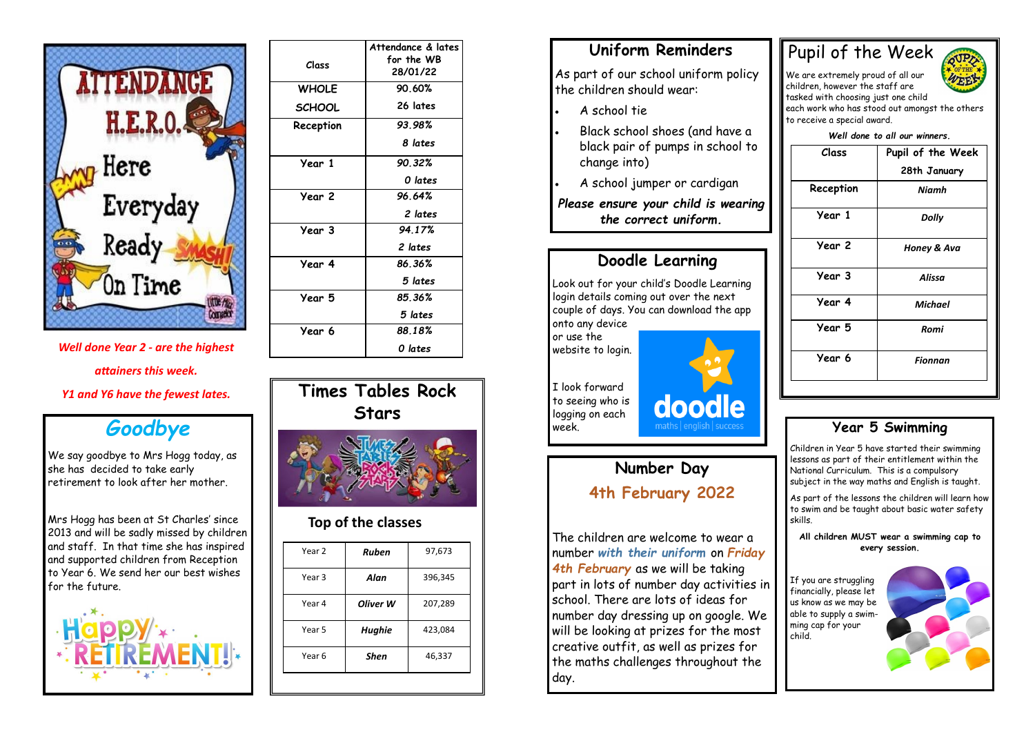Well done Year 2 - are the highest attainers this week.

Y1 and Y6 have the fewest lates.

| Class | Attendance & lates for the WB 28/01/22 |
| --- | --- |
| WHOLE SCHOOL | 90.60% 26 lates |
| Reception | 93.98% 8 lates |
| Year 1 | 90.32% 0 lates |
| Year 2 | 96.64% 2 lates |
| Year 3 | 94.17% 2 lates |
| Year 4 | 86.36% 5 lates |
| Year 5 | 85.36% 5 lates |
| Year 6 | 88.18% 0 lates |

## Goodbye

We say goodbye to Mrs Hogg today, as she has decided to take early retirement to look after her mother.

Mrs Hogg has been at St Charles' since 2013 and will be sadly missed by children and staff. In that time she has inspired and supported children from Reception to Year 6. We send her our best wishes for the future.

## Times Tables Rock Stars

### Top of the classes

| | | |
| --- | --- | --- |
| Year 2 | **Ruben** | 97,673 |
| Year 3 | **Alan** | 396,345 |
| Year 4 | **Oliver W** | 207,289 |
| Year 5 | **Hughie** | 423,084 |
| Year 6 | **Shen** | 46,337 |

## Uniform Reminders

As part of our school uniform policy the children should wear:

- A school tie
- Black school shoes (and have a black pair of pumps in school to change into)
- A school jumper or cardigan

***Please ensure your child is wearing the correct uniform.***

## Doodle Learning

Look out for your child's Doodle Learning login details coming out over the next couple of days. You can download the app onto any device or use the website to login.

I look forward to seeing who is logging on each week.

## Number Day

### 4th February 2022

The children are welcome to wear a number ***with their uniform*** on ***Friday 4th February*** as we will be taking part in lots of number day activities in school. There are lots of ideas for number day dressing up on google. We will be looking at prizes for the most creative outfit, as well as prizes for the maths challenges throughout the day.

## Pupil of the Week

We are extremely proud of all our children, however the staff are tasked with choosing just one child each work who has stood out amongst the others to receive a special award.

***Well done to all our winners.***

| Class | Pupil of the Week 28th January |
| --- | --- |
| Reception | *Niamh* |
| Year 1 | *Dolly* |
| Year 2 | *Honey & Ava* |
| Year 3 | *Alissa* |
| Year 4 | *Michael* |
| Year 5 | *Romi* |
| Year 6 | *Fionnan* |

## Year 5 Swimming

Children in Year 5 have started their swimming lessons as part of their entitlement within the National Curriculum. This is a compulsory subject in the way maths and English is taught.

As part of the lessons the children will learn how to swim and be taught about basic water safety skills.

**All children MUST wear a swimming cap to every session.**

If you are struggling financially, please let us know as we may be able to supply a swimming cap for your child.